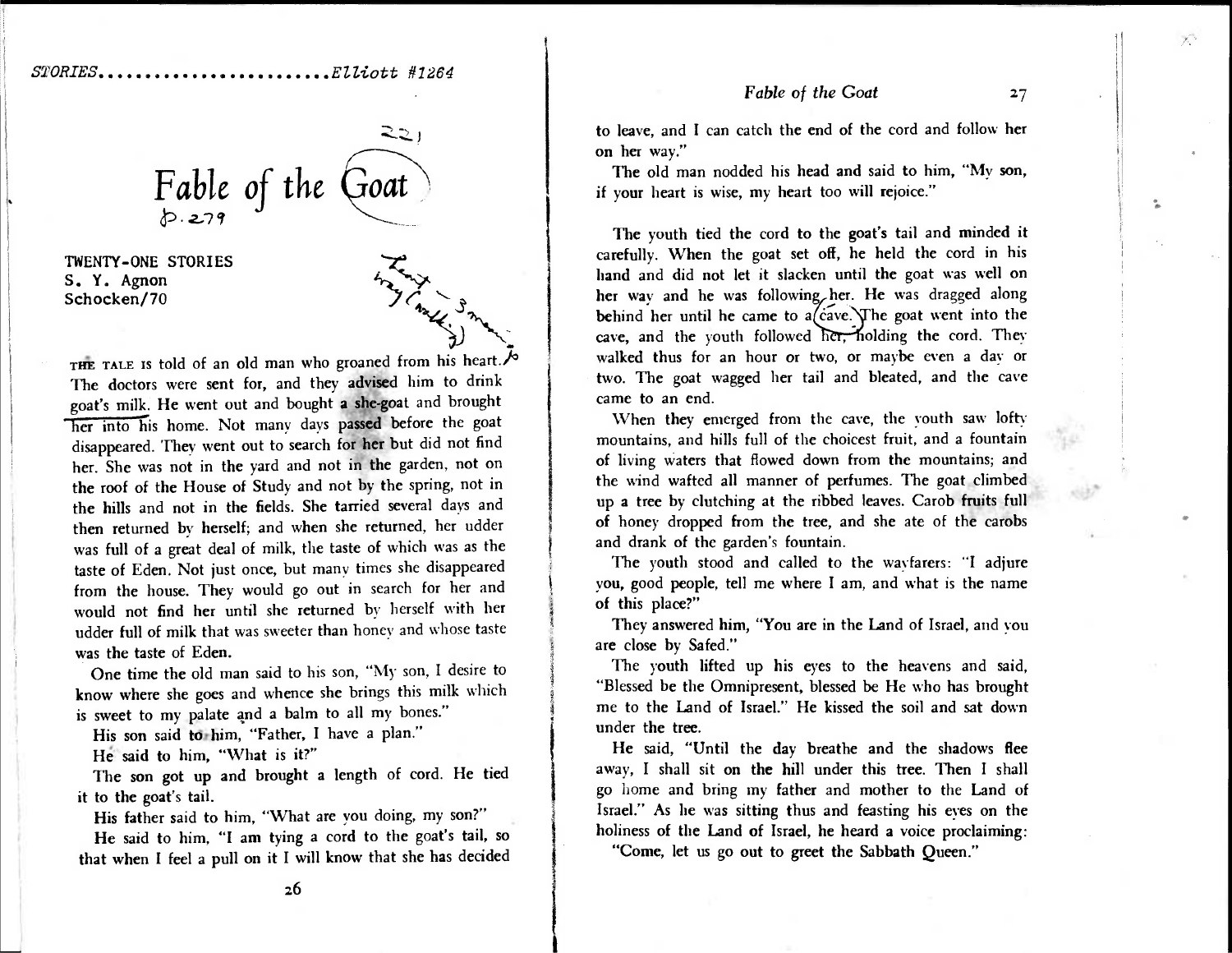STORIES........................Elliott #1264

# Fable of the Goat

TWENTY-ONE STORIES
S. Y. Agnon
Schocken/70

THE TALE IS told of an old man who groaned from his heart. The doctors were sent for, and they advised him to drink goat's milk. He went out and bought a she-goat and brought her into his home. Not many days passed before the goat disappeared. They went out to search for her but did not find her. She was not in the yard and not in the garden, not on the roof of the House of Study and not by the spring, not in the hills and not in the fields. She tarried several days and then returned by herself; and when she returned, her udder was full of a great deal of milk, the taste of which was as the taste of Eden. Not just once, but many times she disappeared from the house. They would go out in search for her and would not find her until she returned by herself with her udder full of milk that was sweeter than honey and whose taste was the taste of Eden.

One time the old man said to his son, "My son, I desire to know where she goes and whence she brings this milk which is sweet to my palate and a balm to all my bones."

His son said to him, "Father, I have a plan."

He said to him, "What is it?"

The son got up and brought a length of cord. He tied it to the goat's tail.

His father said to him, "What are you doing, my son?"

He said to him, "I am tying a cord to the goat's tail, so that when I feel a pull on it I will know that she has decided to leave, and I can catch the end of the cord and follow her on her way."

The old man nodded his head and said to him, "My son, if your heart is wise, my heart too will rejoice."

The youth tied the cord to the goat's tail and minded it carefully. When the goat set off, he held the cord in his hand and did not let it slacken until the goat was well on her way and he was following her. He was dragged along behind her until he came to a cave. The goat went into the cave, and the youth followed her, holding the cord. They walked thus for an hour or two, or maybe even a day or two. The goat wagged her tail and bleated, and the cave came to an end.

When they emerged from the cave, the youth saw lofty mountains, and hills full of the choicest fruit, and a fountain of living waters that flowed down from the mountains; and the wind wafted all manner of perfumes. The goat climbed up a tree by clutching at the ribbed leaves. Carob fruits full of honey dropped from the tree, and she ate of the carobs and drank of the garden's fountain.

The youth stood and called to the wayfarers: "I adjure you, good people, tell me where I am, and what is the name of this place?"

They answered him, "You are in the Land of Israel, and you are close by Safed."

The youth lifted up his eyes to the heavens and said, "Blessed be the Omnipresent, blessed be He who has brought me to the Land of Israel." He kissed the soil and sat down under the tree.

He said, "Until the day breathe and the shadows flee away, I shall sit on the hill under this tree. Then I shall go home and bring my father and mother to the Land of Israel." As he was sitting thus and feasting his eyes on the holiness of the Land of Israel, he heard a voice proclaiming: "Come, let us go out to greet the Sabbath Queen."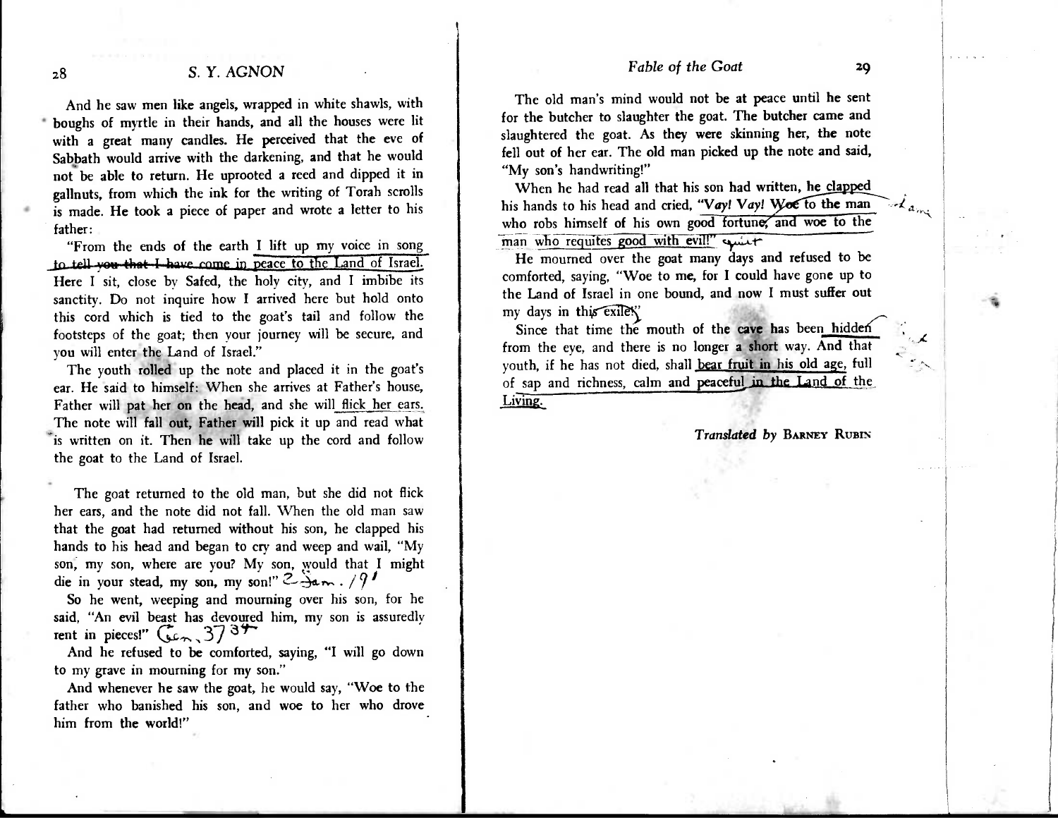And he saw men like angels, wrapped in white shawls, with boughs of myrtle in their hands, and all the houses were lit with a great many candles. He perceived that the eve of Sabbath would arrive with the darkening, and that he would not be able to return. He uprooted a reed and dipped it in gallnuts, from which the ink for the writing of Torah scrolls is made. He took a piece of paper and wrote a letter to his father:

"From the ends of the earth I lift up my voice in song to tell you that I have come in peace to the Land of Israel. Here I sit, close by Safed, the holy city, and I imbibe its sanctity. Do not inquire how I arrived here but hold onto this cord which is tied to the goat's tail and follow the footsteps of the goat; then your journey will be secure, and you will enter the Land of Israel."

The youth rolled up the note and placed it in the goat's ear. He said to himself: When she arrives at Father's house, Father will pat her on the head, and she will flick her ears. The note will fall out, Father will pick it up and read what is written on it. Then he will take up the cord and follow the goat to the Land of Israel.

The goat returned to the old man, but she did not flick her ears, and the note did not fall. When the old man saw that the goat had returned without his son, he clapped his hands to his head and began to cry and weep and wail, "My son, my son, where are you? My son, would that I might die in your stead, my son, my son!" 2 Sam. 19

So he went, weeping and mourning over his son, for he said, "An evil beast has devoured him, my son is assuredly rent in pieces!" Gen. 37 34

And he refused to be comforted, saying, "I will go down to my grave in mourning for my son."

And whenever he saw the goat, he would say, "Woe to the father who banished his son, and woe to her who drove him from the world!"

The old man's mind would not be at peace until he sent for the butcher to slaughter the goat. The butcher came and slaughtered the goat. As they were skinning her, the note fell out of her ear. The old man picked up the note and said, "My son's handwriting!"

When he had read all that his son had written, he clapped his hands to his head and cried, "*Vay! Vay!* Woe to the man who robs himself of his own good fortune, and woe to the man who requites good with evil!" quiet

He mourned over the goat many days and refused to be comforted, saying, "Woe to me, for I could have gone up to the Land of Israel in one bound, and now I must suffer out my days in this exile."

Since that time the mouth of the cave has been hidden from the eye, and there is no longer a short way. And that youth, if he has not died, shall bear fruit in his old age, full of sap and richness, calm and peaceful in the Land of the Living.

*Translated by* **Barney Rubin**